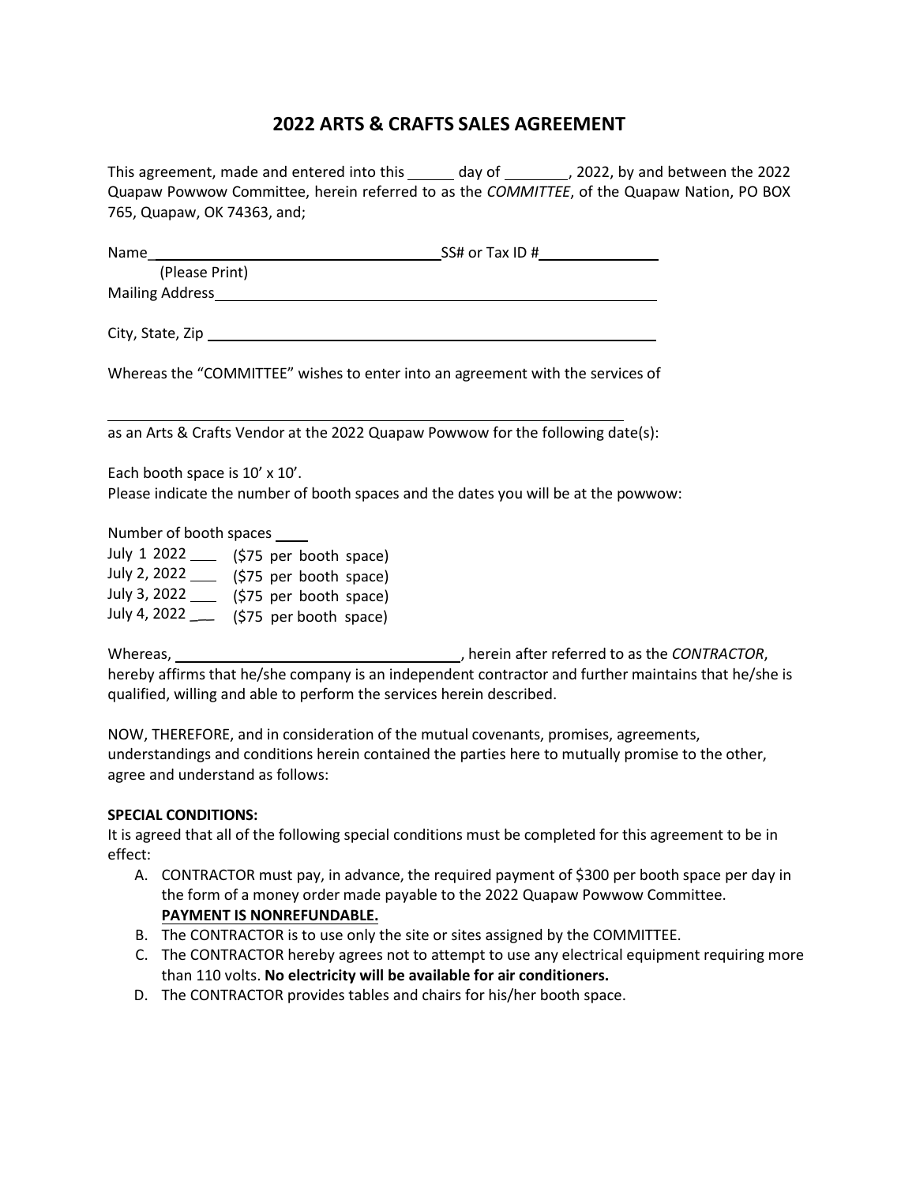# 2022 ARTS & CRAFTS SALES AGREEMENT

This agreement, made and entered into this ______ day of ________, 2022, by and between the 2022 Quapaw Powwow Committee, herein referred to as the *COMMITTEE*, of the Quapaw Nation, PO BOX 765, Quapaw, OK 74363, and;

Name_____________________________________ SS# or Tax ID #_______________
(Please Print)
Mailing Address__________________________________________________

City, State, Zip __________________________________________________

Whereas the "COMMITTEE" wishes to enter into an agreement with the services of

_________________________________________________________________
as an Arts & Crafts Vendor at the 2022 Quapaw Powwow for the following date(s):

Each booth space is 10' x 10'.
Please indicate the number of booth spaces and the dates you will be at the powwow:

Number of booth spaces ____
July 1 2022 ___ ($75 per booth space)
July 2, 2022 ___ ($75 per booth space)
July 3, 2022 ___ ($75 per booth space)
July 4, 2022 ___ ($75 per booth space)

Whereas, ___________________________________, herein after referred to as the *CONTRACTOR*, hereby affirms that he/she company is an independent contractor and further maintains that he/she is qualified, willing and able to perform the services herein described.

NOW, THEREFORE, and in consideration of the mutual covenants, promises, agreements, understandings and conditions herein contained the parties here to mutually promise to the other, agree and understand as follows:

**SPECIAL CONDITIONS:**
It is agreed that all of the following special conditions must be completed for this agreement to be in effect:

A. CONTRACTOR must pay, in advance, the required payment of $300 per booth space per day in the form of a money order made payable to the 2022 Quapaw Powwow Committee. **PAYMENT IS NONREFUNDABLE.**
B. The CONTRACTOR is to use only the site or sites assigned by the COMMITTEE.
C. The CONTRACTOR hereby agrees not to attempt to use any electrical equipment requiring more than 110 volts. **No electricity will be available for air conditioners.**
D. The CONTRACTOR provides tables and chairs for his/her booth space.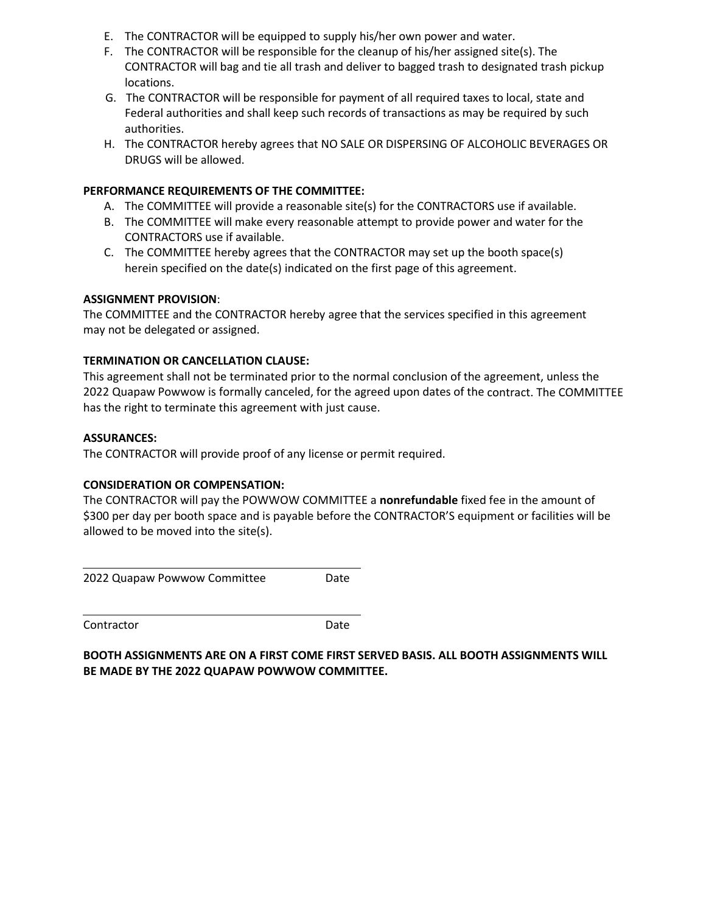E. The CONTRACTOR will be equipped to supply his/her own power and water.
F. The CONTRACTOR will be responsible for the cleanup of his/her assigned site(s). The CONTRACTOR will bag and tie all trash and deliver to bagged trash to designated trash pickup locations.
G. The CONTRACTOR will be responsible for payment of all required taxes to local, state and Federal authorities and shall keep such records of transactions as may be required by such authorities.
H. The CONTRACTOR hereby agrees that NO SALE OR DISPERSING OF ALCOHOLIC BEVERAGES OR DRUGS will be allowed.

**PERFORMANCE REQUIREMENTS OF THE COMMITTEE:**

A. The COMMITTEE will provide a reasonable site(s) for the CONTRACTORS use if available.
B. The COMMITTEE will make every reasonable attempt to provide power and water for the CONTRACTORS use if available.
C. The COMMITTEE hereby agrees that the CONTRACTOR may set up the booth space(s) herein specified on the date(s) indicated on the first page of this agreement.

**ASSIGNMENT PROVISION**:

The COMMITTEE and the CONTRACTOR hereby agree that the services specified in this agreement may not be delegated or assigned.

**TERMINATION OR CANCELLATION CLAUSE:**

This agreement shall not be terminated prior to the normal conclusion of the agreement, unless the 2022 Quapaw Powwow is formally canceled, for the agreed upon dates of the contract. The COMMITTEE has the right to terminate this agreement with just cause.

**ASSURANCES:**

The CONTRACTOR will provide proof of any license or permit required.

**CONSIDERATION OR COMPENSATION:**

The CONTRACTOR will pay the POWWOW COMMITTEE a **nonrefundable** fixed fee in the amount of $300 per day per booth space and is payable before the CONTRACTOR'S equipment or facilities will be allowed to be moved into the site(s).

\_\_\_\_\_\_\_\_\_\_\_\_\_\_\_\_\_\_\_\_\_\_\_\_\_\_\_\_\_\_\_\_\_\_\_\_\_\_\_\_

2022 Quapaw Powwow Committee Date

\_\_\_\_\_\_\_\_\_\_\_\_\_\_\_\_\_\_\_\_\_\_\_\_\_\_\_\_\_\_\_\_\_\_\_\_\_\_\_\_

Contractor Date

**BOOTH ASSIGNMENTS ARE ON A FIRST COME FIRST SERVED BASIS. ALL BOOTH ASSIGNMENTS WILL BE MADE BY THE 2022 QUAPAW POWWOW COMMITTEE.**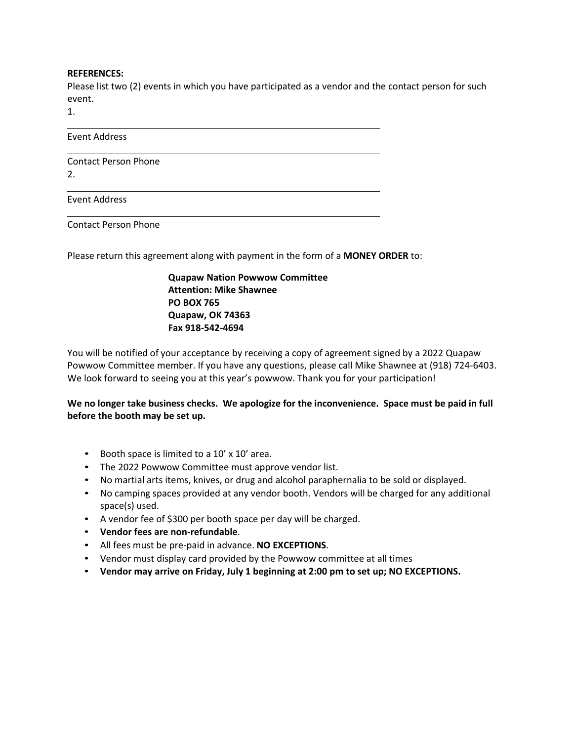**REFERENCES:**

Please list two (2) events in which you have participated as a vendor and the contact person for such event.

1.

\_\_\_\_\_\_\_\_\_\_\_\_\_\_\_\_\_\_\_\_\_\_\_\_\_\_\_\_\_\_\_\_\_\_\_\_\_\_\_\_\_\_\_\_\_\_\_\_

Event Address

\_\_\_\_\_\_\_\_\_\_\_\_\_\_\_\_\_\_\_\_\_\_\_\_\_\_\_\_\_\_\_\_\_\_\_\_\_\_\_\_\_\_\_\_\_\_\_\_

Contact Person Phone

2.

\_\_\_\_\_\_\_\_\_\_\_\_\_\_\_\_\_\_\_\_\_\_\_\_\_\_\_\_\_\_\_\_\_\_\_\_\_\_\_\_\_\_\_\_\_\_\_\_

Event Address

\_\_\_\_\_\_\_\_\_\_\_\_\_\_\_\_\_\_\_\_\_\_\_\_\_\_\_\_\_\_\_\_\_\_\_\_\_\_\_\_\_\_\_\_\_\_\_\_

Contact Person Phone

Please return this agreement along with payment in the form of a **MONEY ORDER** to:

**Quapaw Nation Powwow Committee**
**Attention: Mike Shawnee**
**PO BOX 765**
**Quapaw, OK 74363**
**Fax 918-542-4694**

You will be notified of your acceptance by receiving a copy of agreement signed by a 2022 Quapaw Powwow Committee member. If you have any questions, please call Mike Shawnee at (918) 724-6403. We look forward to seeing you at this year's powwow. Thank you for your participation!

**We no longer take business checks. We apologize for the inconvenience. Space must be paid in full before the booth may be set up.**

- Booth space is limited to a 10' x 10' area.
- The 2022 Powwow Committee must approve vendor list.
- No martial arts items, knives, or drug and alcohol paraphernalia to be sold or displayed.
- No camping spaces provided at any vendor booth. Vendors will be charged for any additional space(s) used.
- A vendor fee of $300 per booth space per day will be charged.
- **Vendor fees are non-refundable**.
- All fees must be pre-paid in advance. **NO EXCEPTIONS**.
- Vendor must display card provided by the Powwow committee at all times
- **Vendor may arrive on Friday, July 1 beginning at 2:00 pm to set up; NO EXCEPTIONS.**